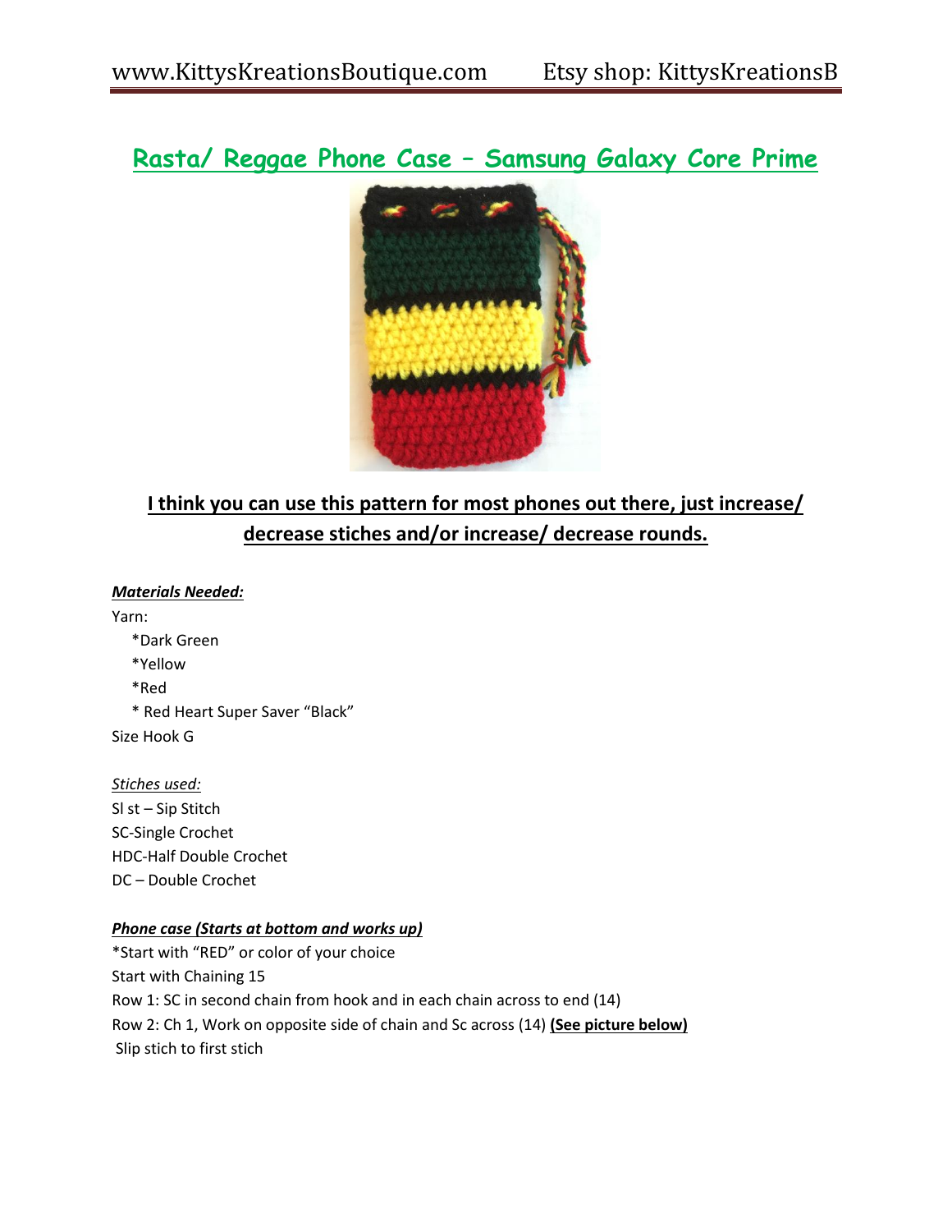# Rasta/ Reggae Phone Case – Samsung Galaxy Core Prime

## I think you can use this pattern for most phones out there, just increase/ decrease stiches and/or increase/ decrease rounds.

***Materials Needed:***

Yarn:

*Dark Green

*Yellow

*Red

* Red Heart Super Saver "Black"

Size Hook G

*Stiches used:*

Sl st – Sip Stitch

SC-Single Crochet

HDC-Half Double Crochet

DC – Double Crochet

***Phone case (Starts at bottom and works up)***

*Start with "RED" or color of your choice

Start with Chaining 15

Row 1: SC in second chain from hook and in each chain across to end (14)

Row 2: Ch 1, Work on opposite side of chain and Sc across (14) **(See picture below)**

Slip stich to first stich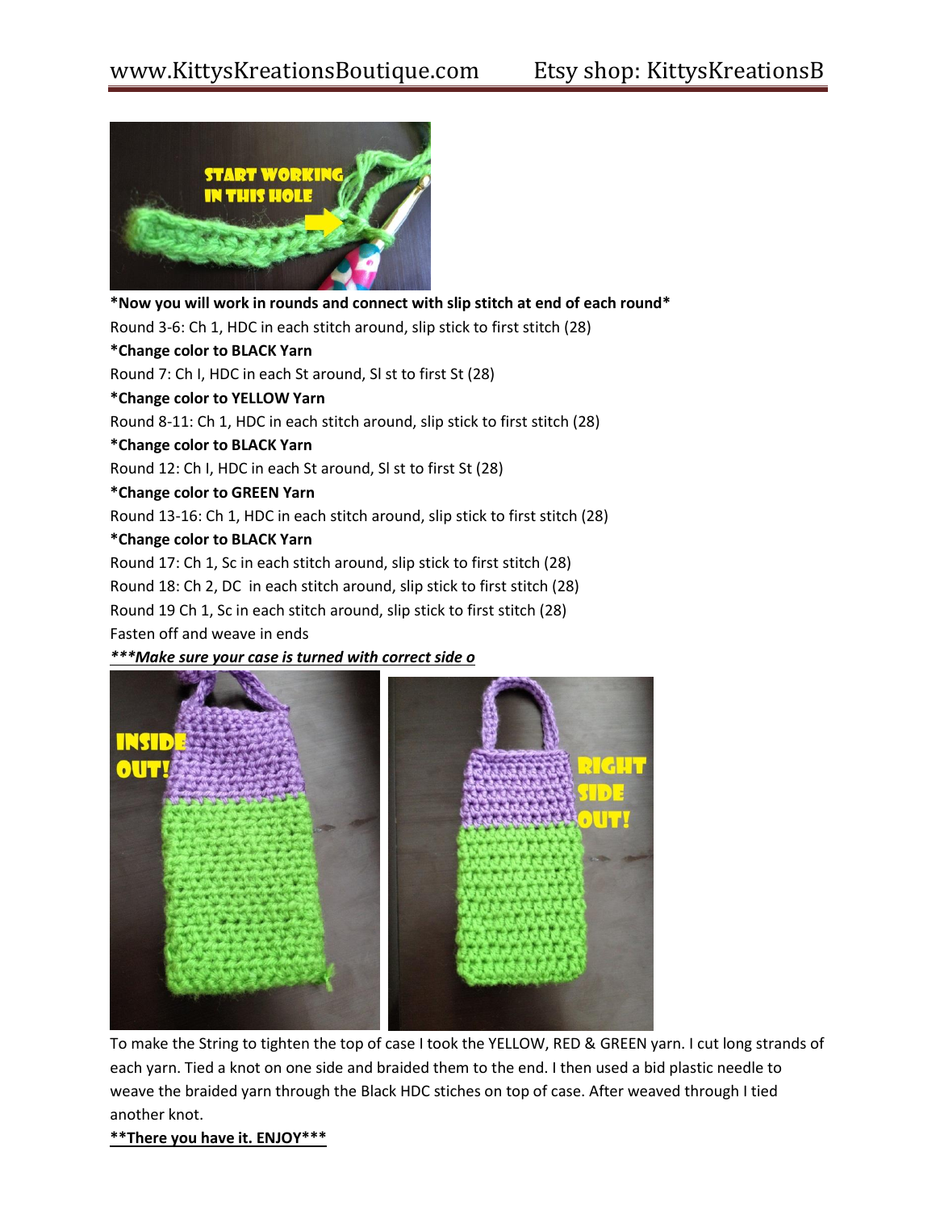***Now you will work in rounds and connect with slip stitch at end of each round***

Round 3-6: Ch 1, HDC in each stitch around, slip stick to first stitch (28)

***Change color to BLACK Yarn**

Round 7: Ch I, HDC in each St around, Sl st to first St (28)

***Change color to YELLOW Yarn**

Round 8-11: Ch 1, HDC in each stitch around, slip stick to first stitch (28)

***Change color to BLACK Yarn**

Round 12: Ch I, HDC in each St around, Sl st to first St (28)

***Change color to GREEN Yarn**

Round 13-16: Ch 1, HDC in each stitch around, slip stick to first stitch (28)

***Change color to BLACK Yarn**

Round 17: Ch 1, Sc in each stitch around, slip stick to first stitch (28)

Round 18: Ch 2, DC in each stitch around, slip stick to first stitch (28)

Round 19 Ch 1, Sc in each stitch around, slip stick to first stitch (28)

Fasten off and weave in ends

***<u>***Make sure your case is turned with correct side o</u>***

To make the String to tighten the top of case I took the YELLOW, RED & GREEN yarn. I cut long strands of each yarn. Tied a knot on one side and braided them to the end. I then used a bid plastic needle to weave the braided yarn through the Black HDC stiches on top of case. After weaved through I tied another knot.

**<u>**There you have it. ENJOY***</u>**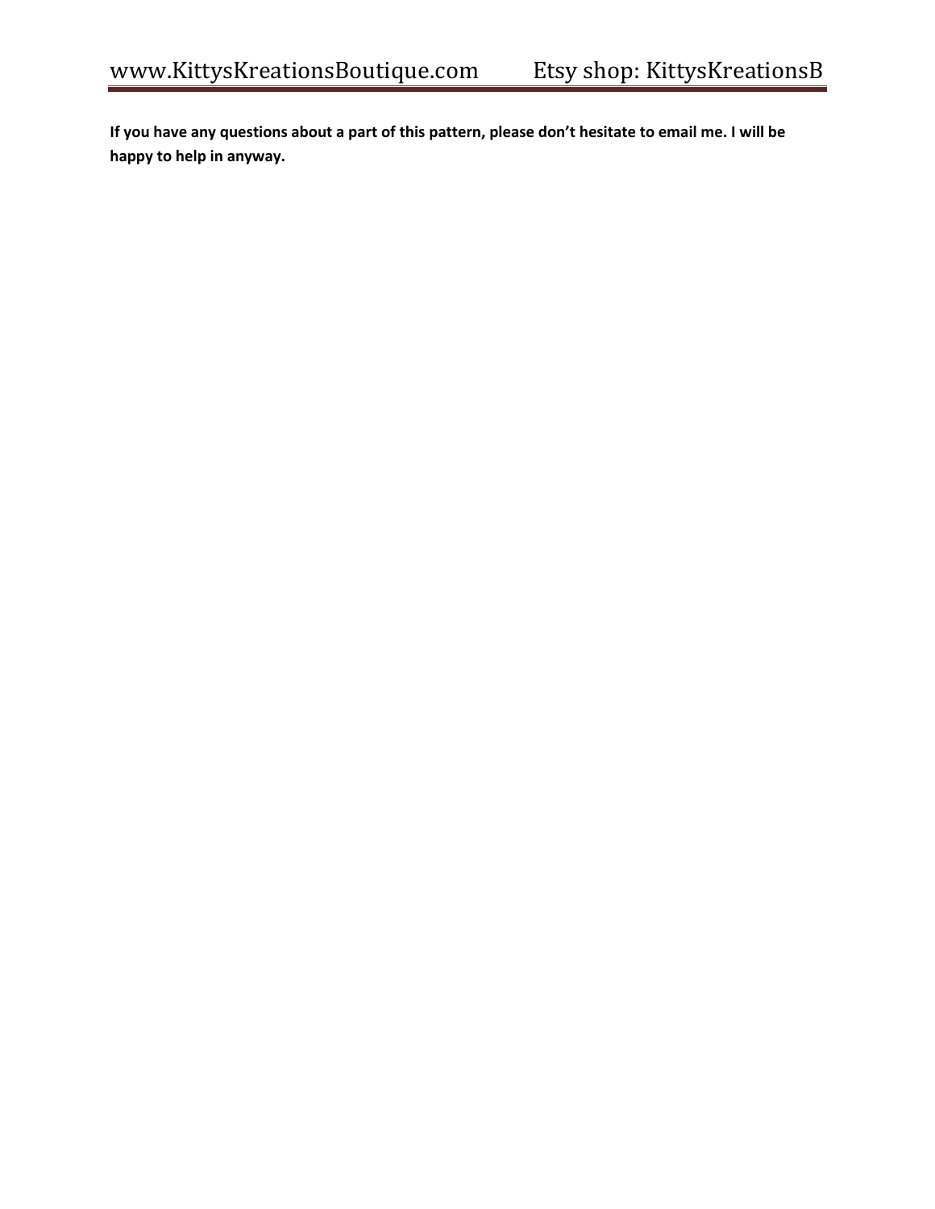**If you have any questions about a part of this pattern, please don't hesitate to email me. I will be happy to help in anyway.**